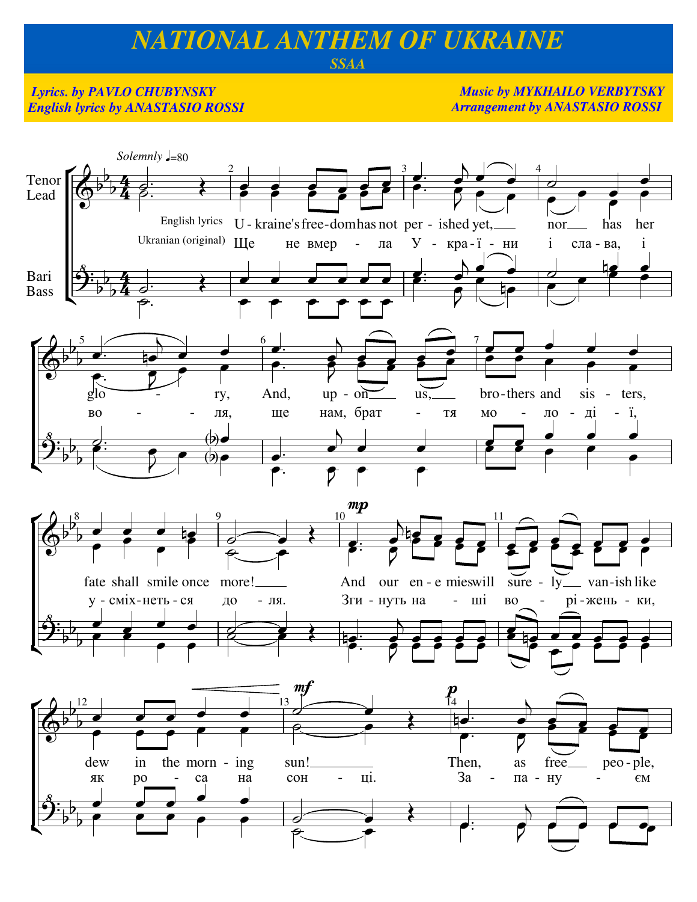# NATIONAL ANTHEM OF UKRAINE

*SSAA*

***Lyrics. by PAVLO CHUBYNSKY***
***English lyrics by ANASTASIO ROSSI***

***Music by MYKHAILO VERBYTSKY***
***Arrangement by ANASTASIO ROSSI***

*Solemnly* ♩=80

Tenor Lead / Bari Bass

English lyrics: Ukraine's freedom has not perished yet, nor has her glory, And, upon us, brothers and sisters, fate shall smile once more! And our enemies will surely vanish like dew in the morning sun! Then, as free people,

Ukranian (original): Ще не вмерла України і слава, і воля, ще нам, браття молодії, усміхнеться доля. Згинуть наші воріженьки, як роса на сонці. Запануєм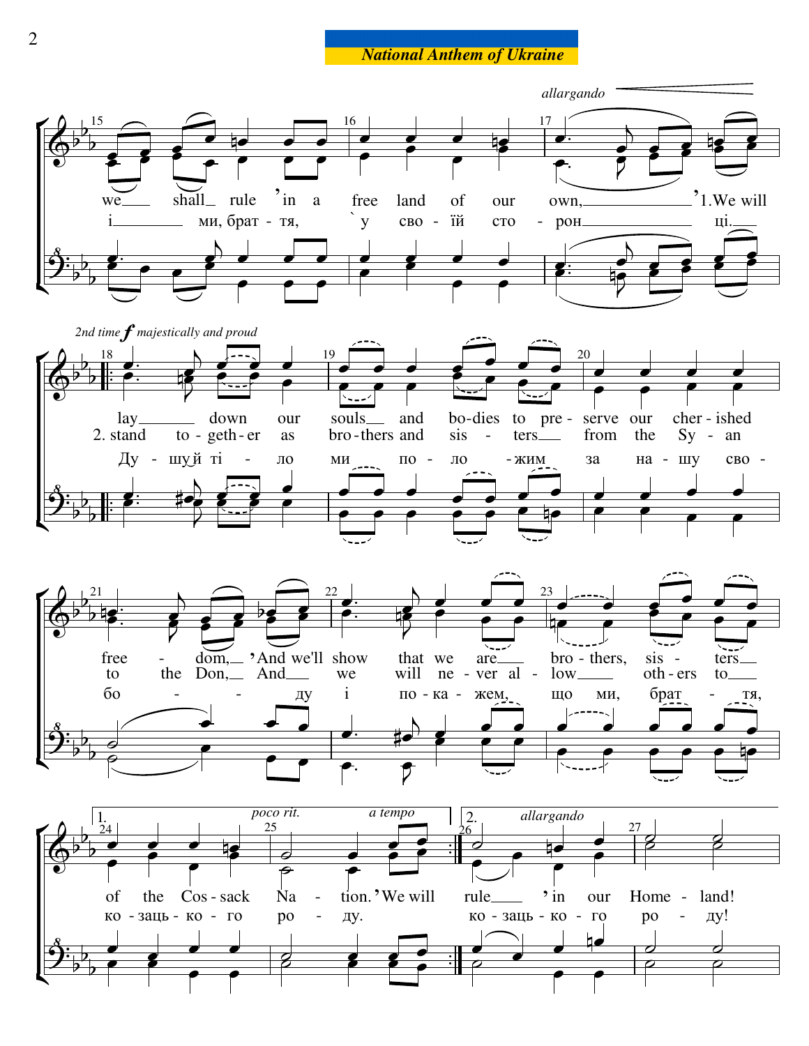**National Anthem of Ukraine**

*allargando*

we shall rule ’in a free land of our own, ’1.We will
і ми, брат - тя, ˋу сво - їй сто - рон ці.

*2nd time* ***f*** *majestically and proud*

lay down our souls and bo-dies to pre - serve our cher - ished
2. stand to - geth - er as bro - thers and sis - ters from the Sy - an
Ду - шу й ті - ло ми по - ло - жим за на - шу сво -

free - dom, ’And we'll show that we are bro - thers, sis - ters
to the Don, And we will ne - ver al - low oth - ers to
бо - - ду і по - ка - жем, що ми, брат - тя,

1. *poco rit.* *a tempo*
of the Cos - sack Na - tion. ’We will
ко - заць - ко - го ро - ду.

2. *allargando*
rule ’in our Home - land!
ко - заць - ко - го ро - ду!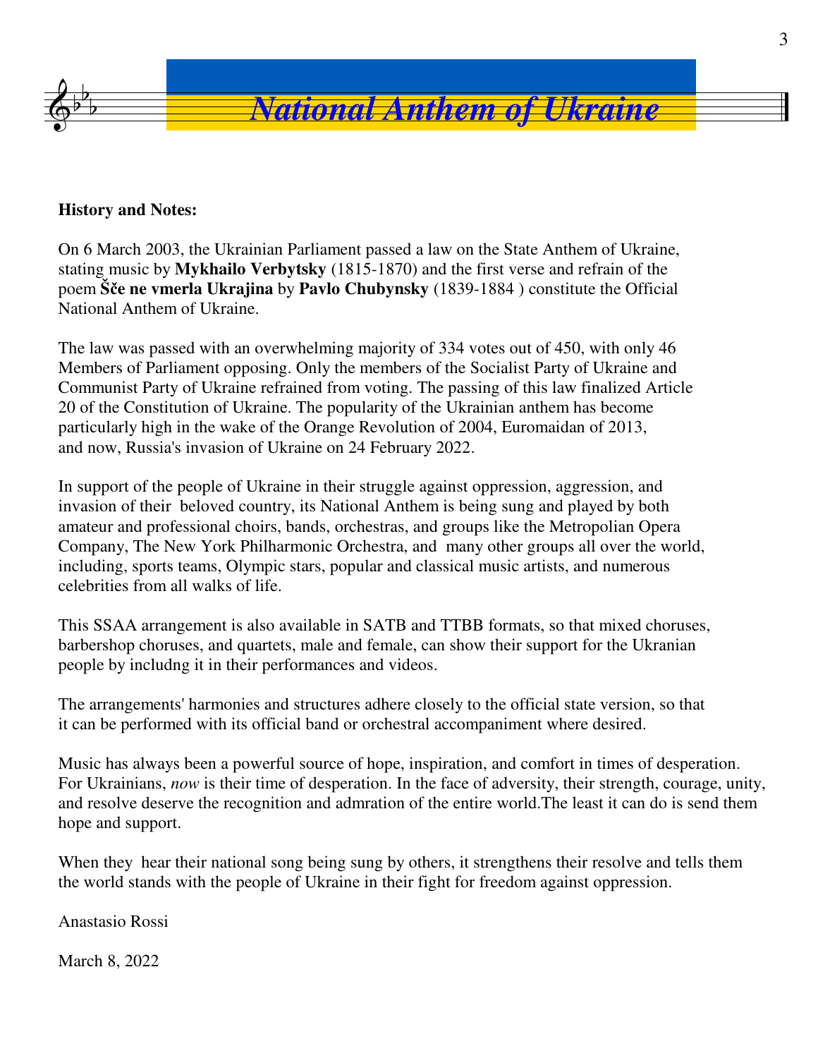# National Anthem of Ukraine

**History and Notes:**

On 6 March 2003, the Ukrainian Parliament passed a law on the State Anthem of Ukraine, stating music by **Mykhailo Verbytsky** (1815-1870) and the first verse and refrain of the poem **Šče ne vmerla Ukrajina** by **Pavlo Chubynsky** (1839-1884 ) constitute the Official National Anthem of Ukraine.

The law was passed with an overwhelming majority of 334 votes out of 450, with only 46 Members of Parliament opposing. Only the members of the Socialist Party of Ukraine and Communist Party of Ukraine refrained from voting. The passing of this law finalized Article 20 of the Constitution of Ukraine. The popularity of the Ukrainian anthem has become particularly high in the wake of the Orange Revolution of 2004, Euromaidan of 2013, and now, Russia's invasion of Ukraine on 24 February 2022.

In support of the people of Ukraine in their struggle against oppression, aggression, and invasion of their beloved country, its National Anthem is being sung and played by both amateur and professional choirs, bands, orchestras, and groups like the Metropolian Opera Company, The New York Philharmonic Orchestra, and many other groups all over the world, including, sports teams, Olympic stars, popular and classical music artists, and numerous celebrities from all walks of life.

This SSAA arrangement is also available in SATB and TTBB formats, so that mixed choruses, barbershop choruses, and quartets, male and female, can show their support for the Ukranian people by includng it in their performances and videos.

The arrangements' harmonies and structures adhere closely to the official state version, so that it can be performed with its official band or orchestral accompaniment where desired.

Music has always been a powerful source of hope, inspiration, and comfort in times of desperation. For Ukrainians, *now* is their time of desperation. In the face of adversity, their strength, courage, unity, and resolve deserve the recognition and admration of the entire world.The least it can do is send them hope and support.

When they hear their national song being sung by others, it strengthens their resolve and tells them the world stands with the people of Ukraine in their fight for freedom against oppression.

Anastasio Rossi

March 8, 2022